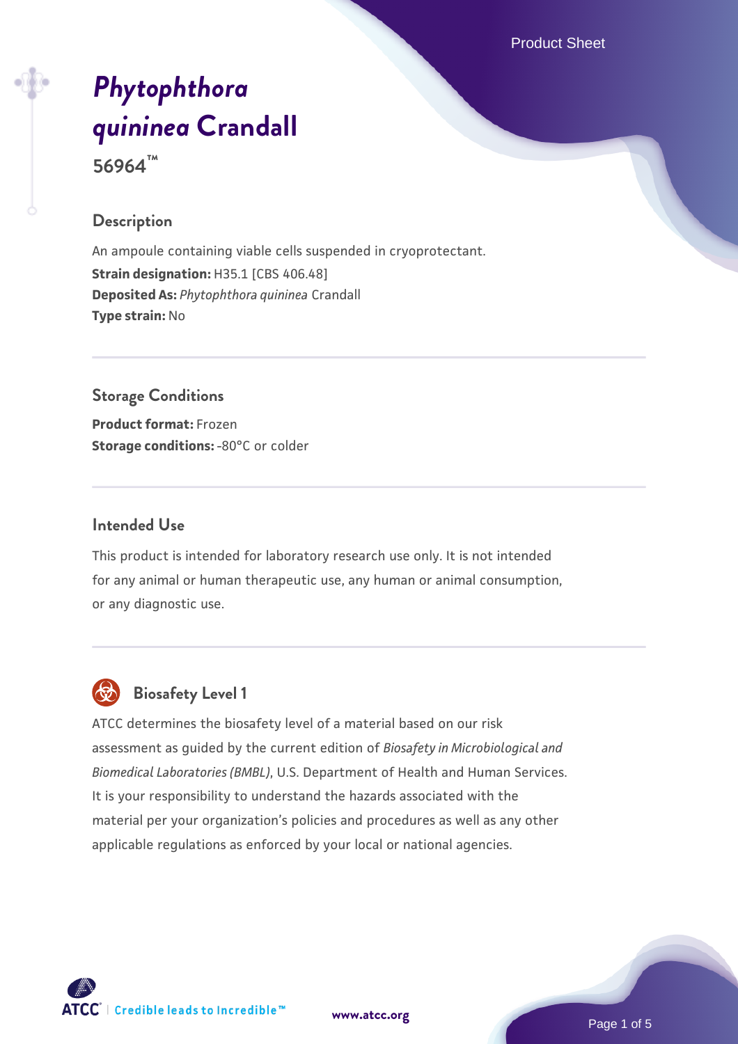# *Phytophthora quininea* Crandall

**56964™**

## Description

An ampoule containing viable cells suspended in cryoprotectant.

**Strain designation:** H35.1 [CBS 406.48]

**Deposited As:** *Phytophthora quininea* Crandall

**Type strain:** No

## Storage Conditions

**Product format:** Frozen

**Storage conditions:** -80°C or colder

## Intended Use

This product is intended for laboratory research use only. It is not intended for any animal or human therapeutic use, any human or animal consumption, or any diagnostic use.

## Biosafety Level 1

ATCC determines the biosafety level of a material based on our risk assessment as guided by the current edition of *Biosafety in Microbiological and Biomedical Laboratories (BMBL)*, U.S. Department of Health and Human Services. It is your responsibility to understand the hazards associated with the material per your organization's policies and procedures as well as any other applicable regulations as enforced by your local or national agencies.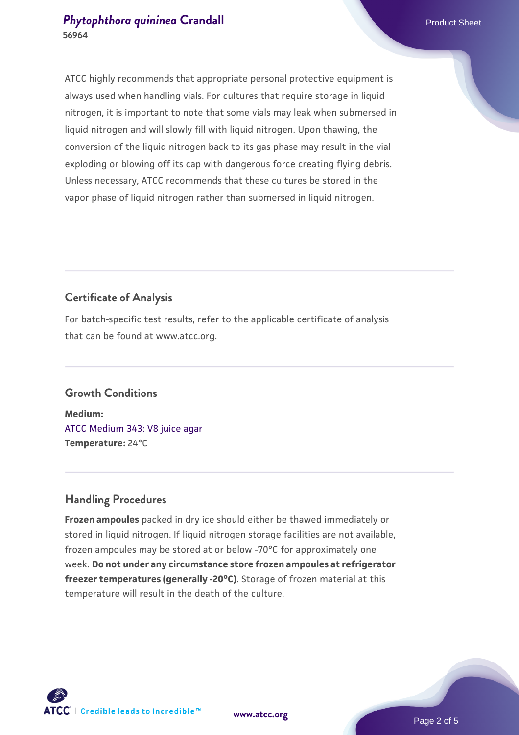ATCC highly recommends that appropriate personal protective equipment is always used when handling vials. For cultures that require storage in liquid nitrogen, it is important to note that some vials may leak when submersed in liquid nitrogen and will slowly fill with liquid nitrogen. Upon thawing, the conversion of the liquid nitrogen back to its gas phase may result in the vial exploding or blowing off its cap with dangerous force creating flying debris. Unless necessary, ATCC recommends that these cultures be stored in the vapor phase of liquid nitrogen rather than submersed in liquid nitrogen.

## Certificate of Analysis

For batch-specific test results, refer to the applicable certificate of analysis that can be found at www.atcc.org.

## Growth Conditions

**Medium:**
ATCC Medium 343: V8 juice agar
**Temperature:** 24°C

## Handling Procedures

**Frozen ampoules** packed in dry ice should either be thawed immediately or stored in liquid nitrogen. If liquid nitrogen storage facilities are not available, frozen ampoules may be stored at or below -70°C for approximately one week. **Do not under any circumstance store frozen ampoules at refrigerator freezer temperatures (generally -20°C)**. Storage of frozen material at this temperature will result in the death of the culture.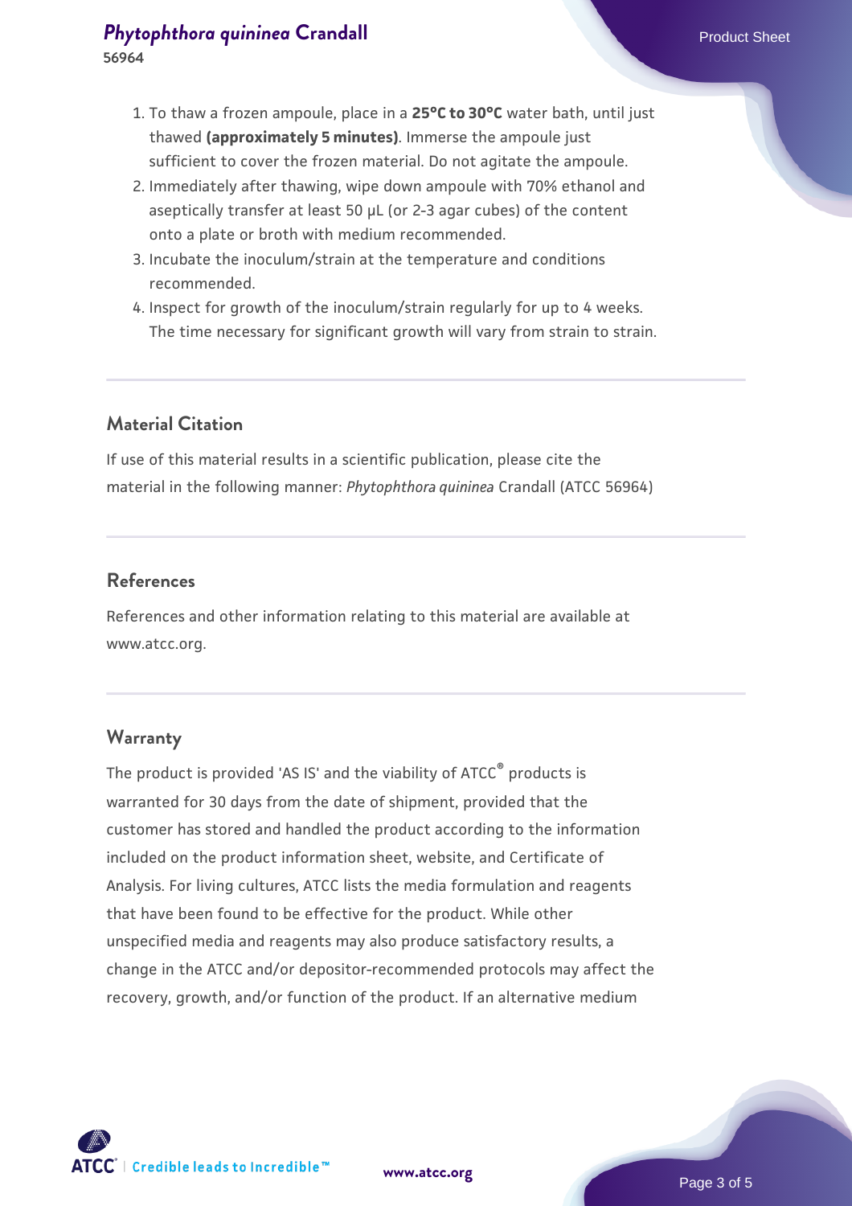1. To thaw a frozen ampoule, place in a **25°C to 30°C** water bath, until just thawed **(approximately 5 minutes)**. Immerse the ampoule just sufficient to cover the frozen material. Do not agitate the ampoule.
2. Immediately after thawing, wipe down ampoule with 70% ethanol and aseptically transfer at least 50 µL (or 2-3 agar cubes) of the content onto a plate or broth with medium recommended.
3. Incubate the inoculum/strain at the temperature and conditions recommended.
4. Inspect for growth of the inoculum/strain regularly for up to 4 weeks. The time necessary for significant growth will vary from strain to strain.

## Material Citation

If use of this material results in a scientific publication, please cite the material in the following manner: *Phytophthora quininea* Crandall (ATCC 56964)

## References

References and other information relating to this material are available at www.atcc.org.

## Warranty

The product is provided 'AS IS' and the viability of ATCC® products is warranted for 30 days from the date of shipment, provided that the customer has stored and handled the product according to the information included on the product information sheet, website, and Certificate of Analysis. For living cultures, ATCC lists the media formulation and reagents that have been found to be effective for the product. While other unspecified media and reagents may also produce satisfactory results, a change in the ATCC and/or depositor-recommended protocols may affect the recovery, growth, and/or function of the product. If an alternative medium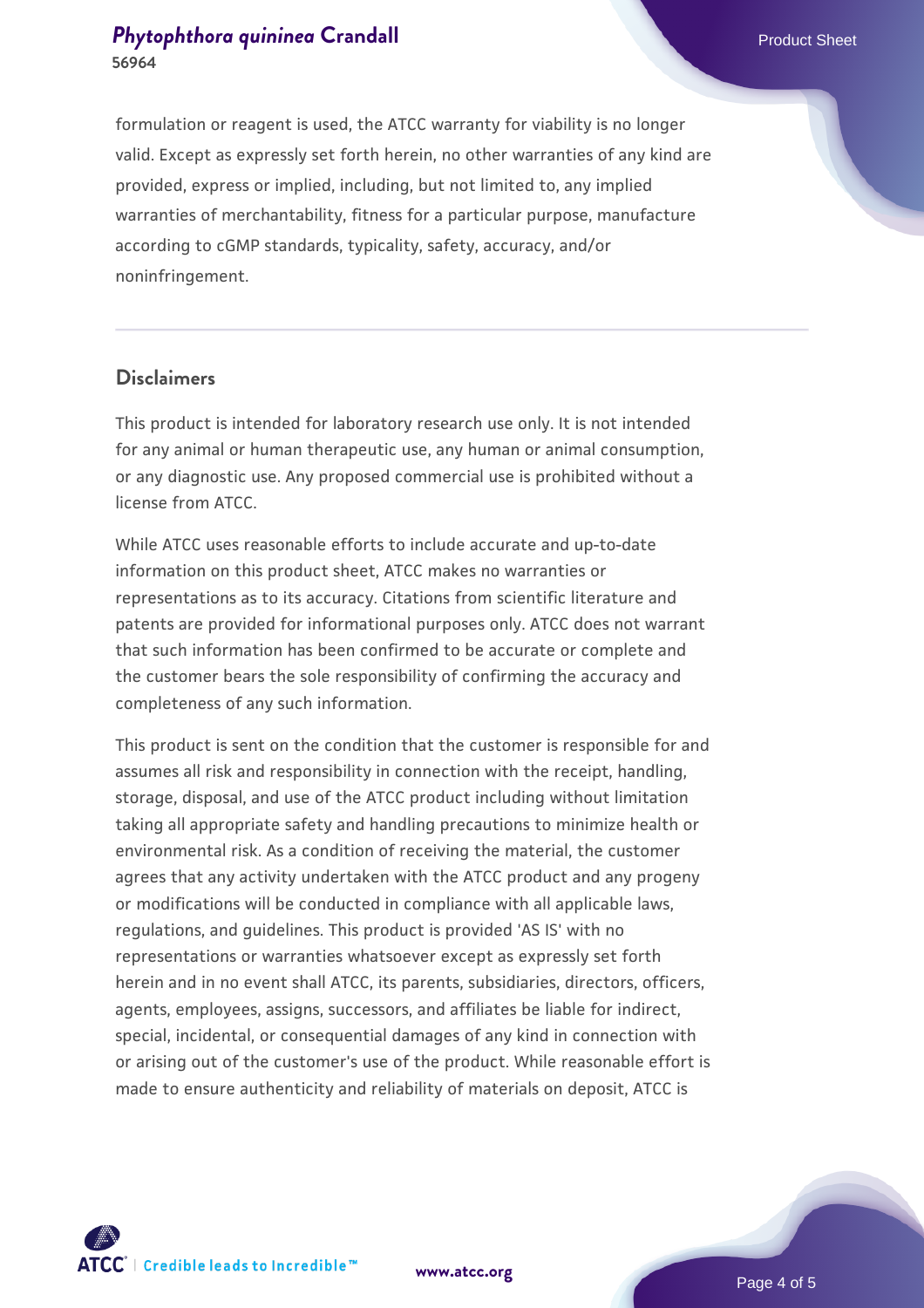formulation or reagent is used, the ATCC warranty for viability is no longer valid. Except as expressly set forth herein, no other warranties of any kind are provided, express or implied, including, but not limited to, any implied warranties of merchantability, fitness for a particular purpose, manufacture according to cGMP standards, typicality, safety, accuracy, and/or noninfringement.

## Disclaimers

This product is intended for laboratory research use only. It is not intended for any animal or human therapeutic use, any human or animal consumption, or any diagnostic use. Any proposed commercial use is prohibited without a license from ATCC.

While ATCC uses reasonable efforts to include accurate and up-to-date information on this product sheet, ATCC makes no warranties or representations as to its accuracy. Citations from scientific literature and patents are provided for informational purposes only. ATCC does not warrant that such information has been confirmed to be accurate or complete and the customer bears the sole responsibility of confirming the accuracy and completeness of any such information.

This product is sent on the condition that the customer is responsible for and assumes all risk and responsibility in connection with the receipt, handling, storage, disposal, and use of the ATCC product including without limitation taking all appropriate safety and handling precautions to minimize health or environmental risk. As a condition of receiving the material, the customer agrees that any activity undertaken with the ATCC product and any progeny or modifications will be conducted in compliance with all applicable laws, regulations, and guidelines. This product is provided 'AS IS' with no representations or warranties whatsoever except as expressly set forth herein and in no event shall ATCC, its parents, subsidiaries, directors, officers, agents, employees, assigns, successors, and affiliates be liable for indirect, special, incidental, or consequential damages of any kind in connection with or arising out of the customer's use of the product. While reasonable effort is made to ensure authenticity and reliability of materials on deposit, ATCC is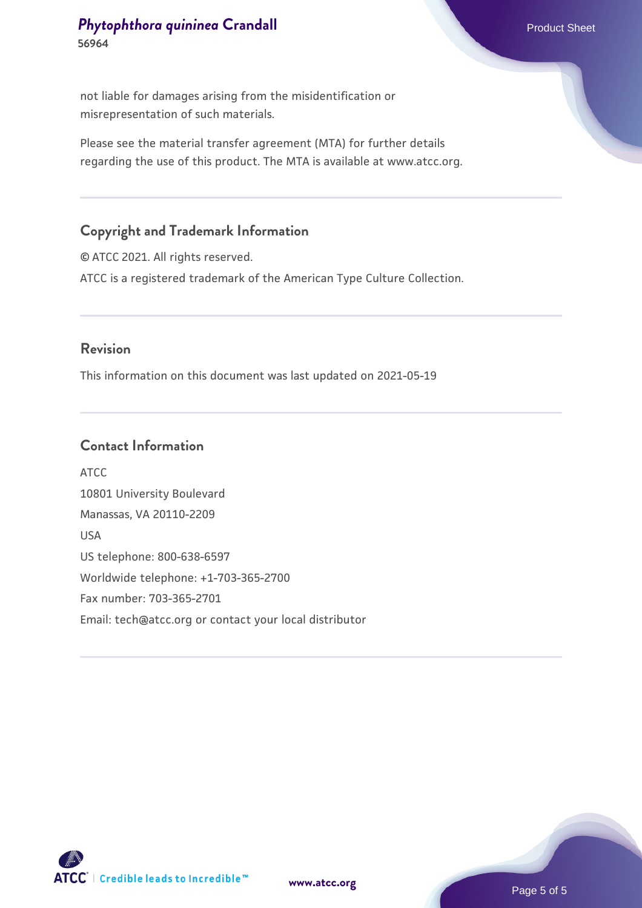not liable for damages arising from the misidentification or misrepresentation of such materials.

Please see the material transfer agreement (MTA) for further details regarding the use of this product. The MTA is available at www.atcc.org.

## Copyright and Trademark Information

© ATCC 2021. All rights reserved.

ATCC is a registered trademark of the American Type Culture Collection.

## Revision

This information on this document was last updated on 2021-05-19

## Contact Information

ATCC
10801 University Boulevard
Manassas, VA 20110-2209
USA
US telephone: 800-638-6597
Worldwide telephone: +1-703-365-2700
Fax number: 703-365-2701
Email: tech@atcc.org or contact your local distributor